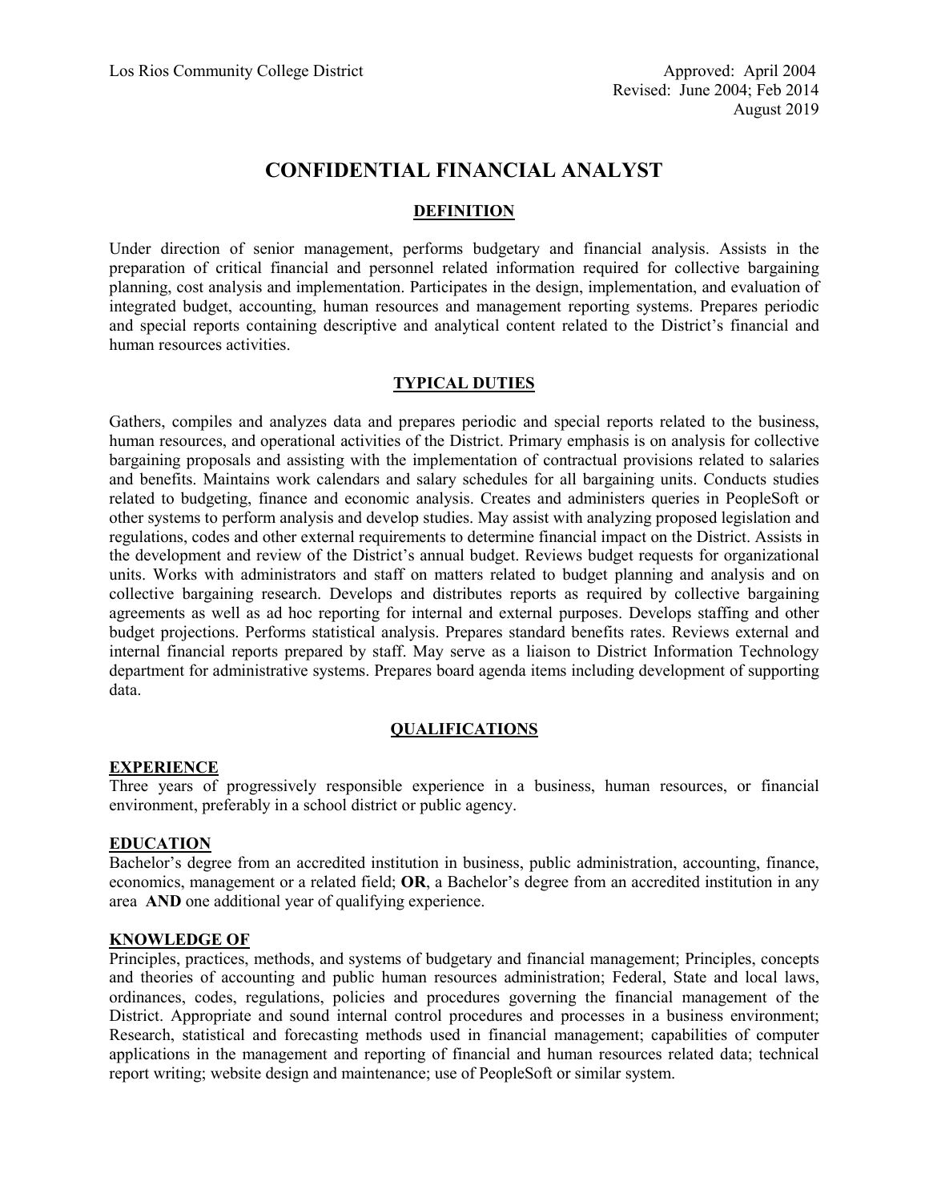Los Rios Community College District

Approved: April 2004
Revised: June 2004; Feb 2014
August 2019

# CONFIDENTIAL FINANCIAL ANALYST

## DEFINITION

Under direction of senior management, performs budgetary and financial analysis. Assists in the preparation of critical financial and personnel related information required for collective bargaining planning, cost analysis and implementation. Participates in the design, implementation, and evaluation of integrated budget, accounting, human resources and management reporting systems. Prepares periodic and special reports containing descriptive and analytical content related to the District's financial and human resources activities.

## TYPICAL DUTIES

Gathers, compiles and analyzes data and prepares periodic and special reports related to the business, human resources, and operational activities of the District. Primary emphasis is on analysis for collective bargaining proposals and assisting with the implementation of contractual provisions related to salaries and benefits. Maintains work calendars and salary schedules for all bargaining units. Conducts studies related to budgeting, finance and economic analysis. Creates and administers queries in PeopleSoft or other systems to perform analysis and develop studies. May assist with analyzing proposed legislation and regulations, codes and other external requirements to determine financial impact on the District. Assists in the development and review of the District's annual budget. Reviews budget requests for organizational units. Works with administrators and staff on matters related to budget planning and analysis and on collective bargaining research. Develops and distributes reports as required by collective bargaining agreements as well as ad hoc reporting for internal and external purposes. Develops staffing and other budget projections. Performs statistical analysis. Prepares standard benefits rates. Reviews external and internal financial reports prepared by staff. May serve as a liaison to District Information Technology department for administrative systems. Prepares board agenda items including development of supporting data.

## QUALIFICATIONS

### EXPERIENCE

Three years of progressively responsible experience in a business, human resources, or financial environment, preferably in a school district or public agency.

### EDUCATION

Bachelor's degree from an accredited institution in business, public administration, accounting, finance, economics, management or a related field; **OR**, a Bachelor's degree from an accredited institution in any area **AND** one additional year of qualifying experience.

### KNOWLEDGE OF

Principles, practices, methods, and systems of budgetary and financial management; Principles, concepts and theories of accounting and public human resources administration; Federal, State and local laws, ordinances, codes, regulations, policies and procedures governing the financial management of the District. Appropriate and sound internal control procedures and processes in a business environment; Research, statistical and forecasting methods used in financial management; capabilities of computer applications in the management and reporting of financial and human resources related data; technical report writing; website design and maintenance; use of PeopleSoft or similar system.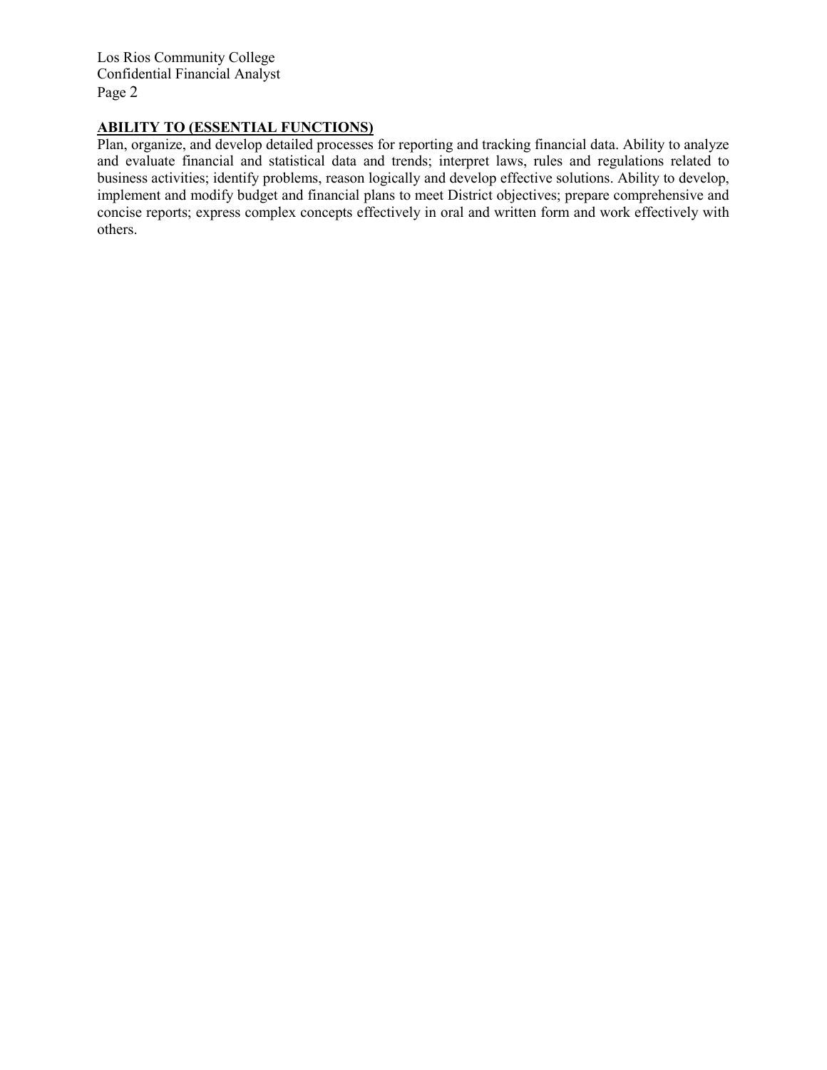## ABILITY TO (ESSENTIAL FUNCTIONS)

Plan, organize, and develop detailed processes for reporting and tracking financial data. Ability to analyze and evaluate financial and statistical data and trends; interpret laws, rules and regulations related to business activities; identify problems, reason logically and develop effective solutions. Ability to develop, implement and modify budget and financial plans to meet District objectives; prepare comprehensive and concise reports; express complex concepts effectively in oral and written form and work effectively with others.